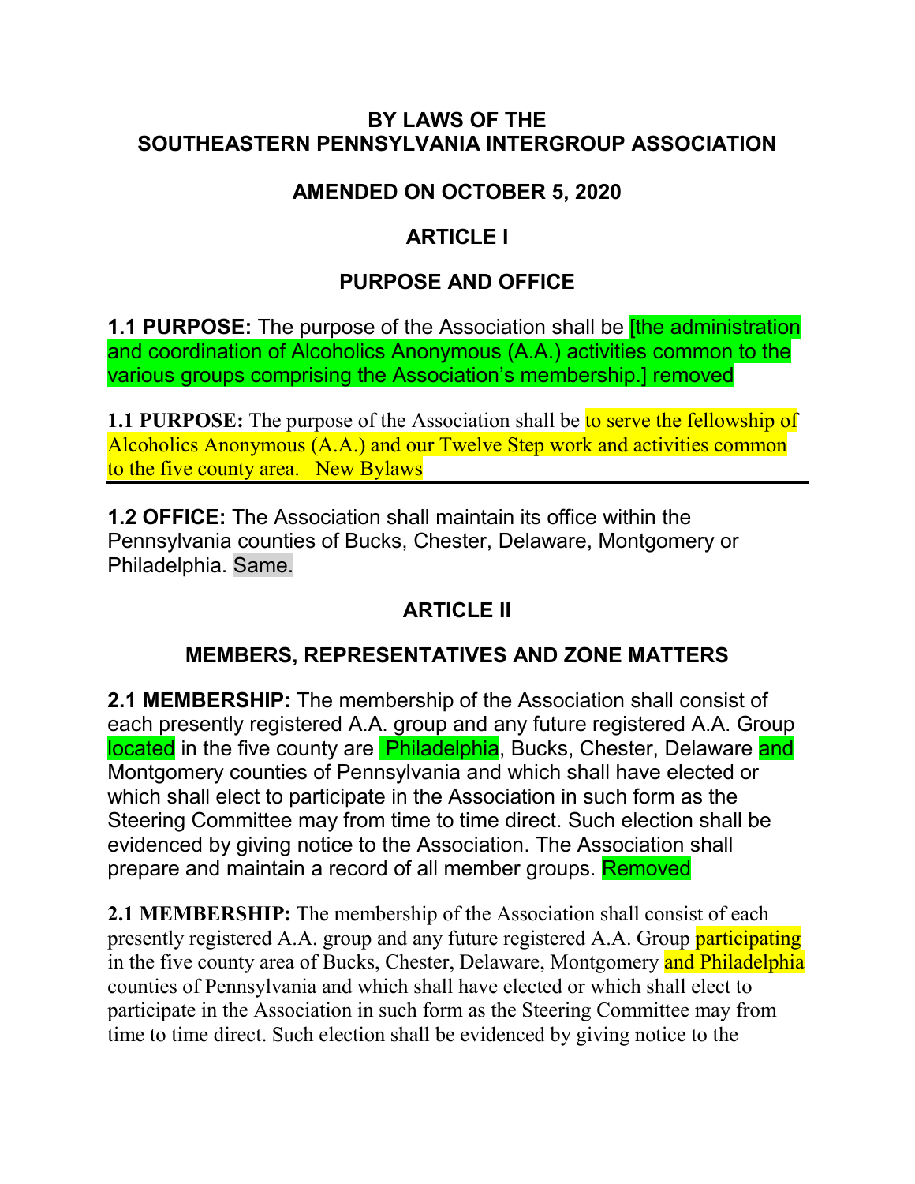# BY LAWS OF THE SOUTHEASTERN PENNSYLVANIA INTERGROUP ASSOCIATION

## AMENDED ON OCTOBER 5, 2020

## ARTICLE I

## PURPOSE AND OFFICE

**1.1 PURPOSE:** The purpose of the Association shall be [the administration and coordination of Alcoholics Anonymous (A.A.) activities common to the various groups comprising the Association's membership.] removed

**1.1 PURPOSE:** The purpose of the Association shall be to serve the fellowship of Alcoholics Anonymous (A.A.) and our Twelve Step work and activities common to the five county area. New Bylaws

---

**1.2 OFFICE:** The Association shall maintain its office within the Pennsylvania counties of Bucks, Chester, Delaware, Montgomery or Philadelphia. Same.

## ARTICLE II

## MEMBERS, REPRESENTATIVES AND ZONE MATTERS

**2.1 MEMBERSHIP:** The membership of the Association shall consist of each presently registered A.A. group and any future registered A.A. Group located in the five county are Philadelphia, Bucks, Chester, Delaware and Montgomery counties of Pennsylvania and which shall have elected or which shall elect to participate in the Association in such form as the Steering Committee may from time to time direct. Such election shall be evidenced by giving notice to the Association. The Association shall prepare and maintain a record of all member groups. Removed

**2.1 MEMBERSHIP:** The membership of the Association shall consist of each presently registered A.A. group and any future registered A.A. Group participating in the five county area of Bucks, Chester, Delaware, Montgomery and Philadelphia counties of Pennsylvania and which shall have elected or which shall elect to participate in the Association in such form as the Steering Committee may from time to time direct. Such election shall be evidenced by giving notice to the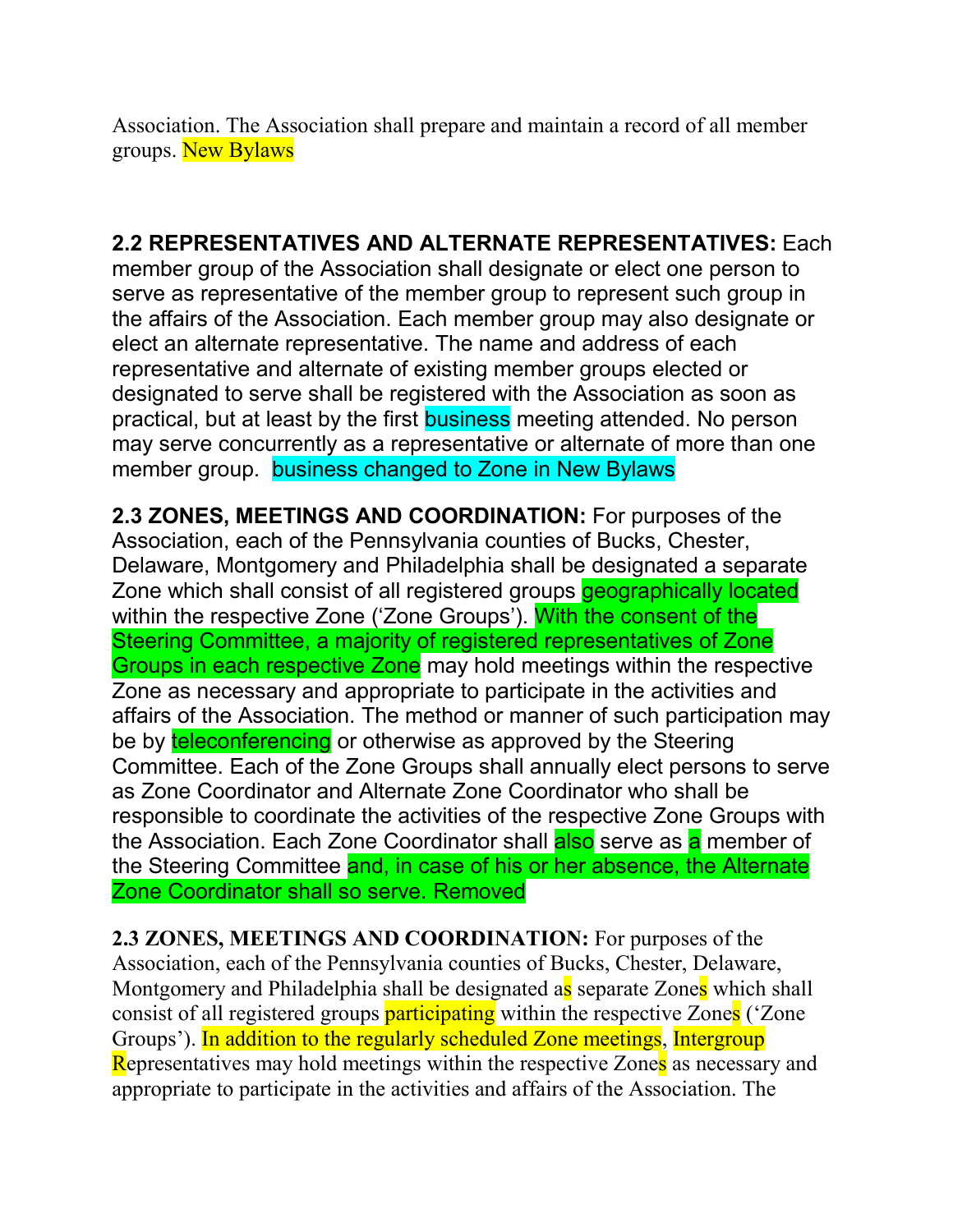Association. The Association shall prepare and maintain a record of all member groups. New Bylaws

**2.2 REPRESENTATIVES AND ALTERNATE REPRESENTATIVES:** Each member group of the Association shall designate or elect one person to serve as representative of the member group to represent such group in the affairs of the Association. Each member group may also designate or elect an alternate representative. The name and address of each representative and alternate of existing member groups elected or designated to serve shall be registered with the Association as soon as practical, but at least by the first business meeting attended. No person may serve concurrently as a representative or alternate of more than one member group. business changed to Zone in New Bylaws

**2.3 ZONES, MEETINGS AND COORDINATION:** For purposes of the Association, each of the Pennsylvania counties of Bucks, Chester, Delaware, Montgomery and Philadelphia shall be designated a separate Zone which shall consist of all registered groups geographically located within the respective Zone ('Zone Groups'). With the consent of the Steering Committee, a majority of registered representatives of Zone Groups in each respective Zone may hold meetings within the respective Zone as necessary and appropriate to participate in the activities and affairs of the Association. The method or manner of such participation may be by teleconferencing or otherwise as approved by the Steering Committee. Each of the Zone Groups shall annually elect persons to serve as Zone Coordinator and Alternate Zone Coordinator who shall be responsible to coordinate the activities of the respective Zone Groups with the Association. Each Zone Coordinator shall also serve as a member of the Steering Committee and, in case of his or her absence, the Alternate Zone Coordinator shall so serve. Removed

**2.3 ZONES, MEETINGS AND COORDINATION:** For purposes of the Association, each of the Pennsylvania counties of Bucks, Chester, Delaware, Montgomery and Philadelphia shall be designated as separate Zones which shall consist of all registered groups participating within the respective Zones ('Zone Groups'). In addition to the regularly scheduled Zone meetings, Intergroup Representatives may hold meetings within the respective Zones as necessary and appropriate to participate in the activities and affairs of the Association. The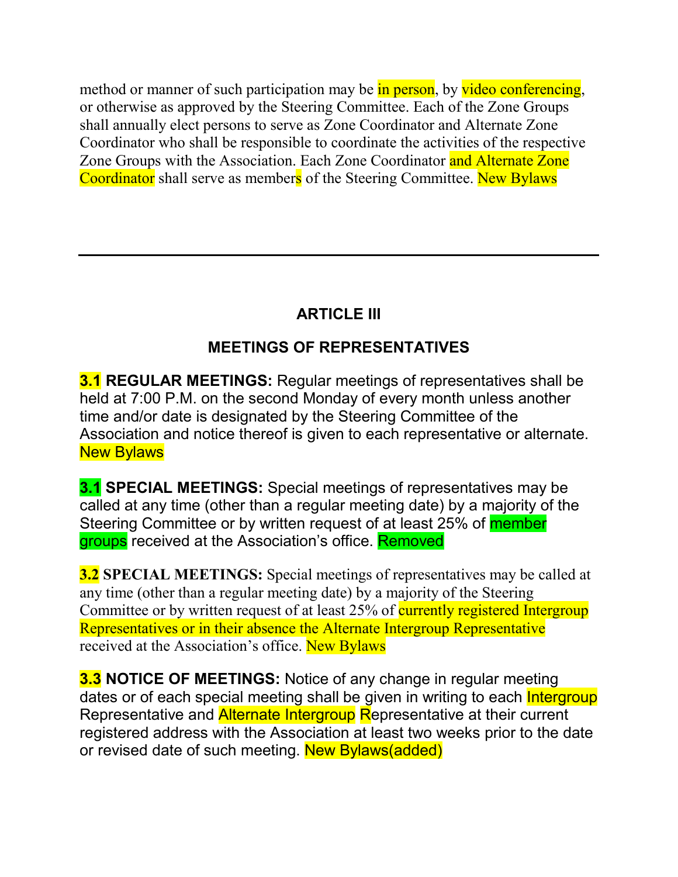method or manner of such participation may be in person, by video conferencing, or otherwise as approved by the Steering Committee. Each of the Zone Groups shall annually elect persons to serve as Zone Coordinator and Alternate Zone Coordinator who shall be responsible to coordinate the activities of the respective Zone Groups with the Association. Each Zone Coordinator and Alternate Zone Coordinator shall serve as members of the Steering Committee. New Bylaws

---

## ARTICLE III

## MEETINGS OF REPRESENTATIVES

**3.1 REGULAR MEETINGS:** Regular meetings of representatives shall be held at 7:00 P.M. on the second Monday of every month unless another time and/or date is designated by the Steering Committee of the Association and notice thereof is given to each representative or alternate. New Bylaws

**3.1 SPECIAL MEETINGS:** Special meetings of representatives may be called at any time (other than a regular meeting date) by a majority of the Steering Committee or by written request of at least 25% of member groups received at the Association's office. Removed

**3.2 SPECIAL MEETINGS:** Special meetings of representatives may be called at any time (other than a regular meeting date) by a majority of the Steering Committee or by written request of at least 25% of currently registered Intergroup Representatives or in their absence the Alternate Intergroup Representative received at the Association's office. New Bylaws

**3.3 NOTICE OF MEETINGS:** Notice of any change in regular meeting dates or of each special meeting shall be given in writing to each Intergroup Representative and Alternate Intergroup Representative at their current registered address with the Association at least two weeks prior to the date or revised date of such meeting. New Bylaws(added)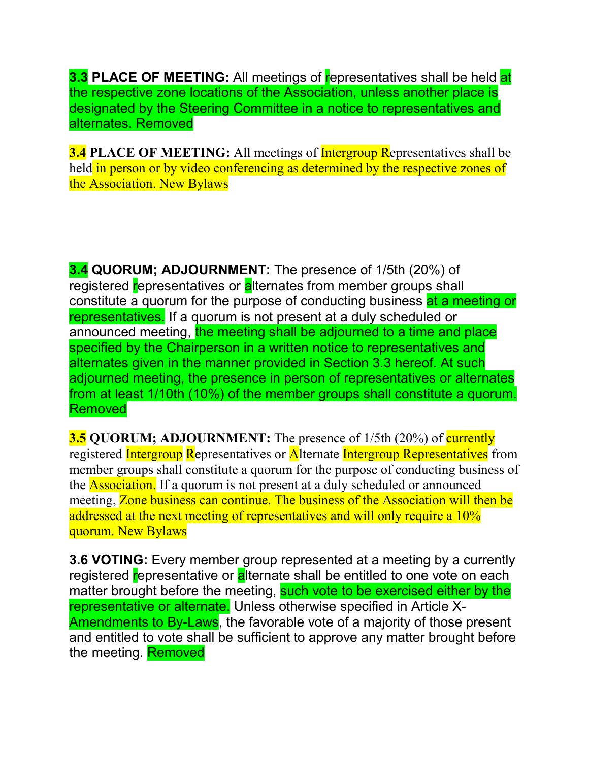**3.3 PLACE OF MEETING:** All meetings of representatives shall be held at the respective zone locations of the Association, unless another place is designated by the Steering Committee in a notice to representatives and alternates. Removed

**3.4 PLACE OF MEETING:** All meetings of Intergroup Representatives shall be held in person or by video conferencing as determined by the respective zones of the Association. New Bylaws

**3.4 QUORUM; ADJOURNMENT:** The presence of 1/5th (20%) of registered representatives or alternates from member groups shall constitute a quorum for the purpose of conducting business at a meeting or representatives. If a quorum is not present at a duly scheduled or announced meeting, the meeting shall be adjourned to a time and place specified by the Chairperson in a written notice to representatives and alternates given in the manner provided in Section 3.3 hereof. At such adjourned meeting, the presence in person of representatives or alternates from at least 1/10th (10%) of the member groups shall constitute a quorum. Removed

**3.5 QUORUM; ADJOURNMENT:** The presence of 1/5th (20%) of currently registered Intergroup Representatives or Alternate Intergroup Representatives from member groups shall constitute a quorum for the purpose of conducting business of the Association. If a quorum is not present at a duly scheduled or announced meeting, Zone business can continue. The business of the Association will then be addressed at the next meeting of representatives and will only require a 10% quorum. New Bylaws

**3.6 VOTING:** Every member group represented at a meeting by a currently registered representative or alternate shall be entitled to one vote on each matter brought before the meeting, such vote to be exercised either by the representative or alternate. Unless otherwise specified in Article X- Amendments to By-Laws, the favorable vote of a majority of those present and entitled to vote shall be sufficient to approve any matter brought before the meeting. Removed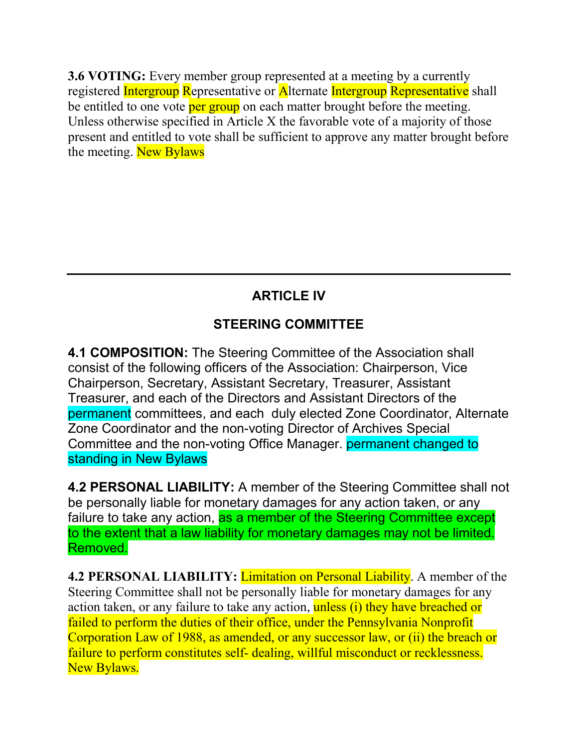**3.6 VOTING:** Every member group represented at a meeting by a currently registered Intergroup Representative or Alternate Intergroup Representative shall be entitled to one vote per group on each matter brought before the meeting. Unless otherwise specified in Article X the favorable vote of a majority of those present and entitled to vote shall be sufficient to approve any matter brought before the meeting. New Bylaws

---

## ARTICLE IV

## STEERING COMMITTEE

**4.1 COMPOSITION:** The Steering Committee of the Association shall consist of the following officers of the Association: Chairperson, Vice Chairperson, Secretary, Assistant Secretary, Treasurer, Assistant Treasurer, and each of the Directors and Assistant Directors of the permanent committees, and each duly elected Zone Coordinator, Alternate Zone Coordinator and the non-voting Director of Archives Special Committee and the non-voting Office Manager. permanent changed to standing in New Bylaws

**4.2 PERSONAL LIABILITY:** A member of the Steering Committee shall not be personally liable for monetary damages for any action taken, or any failure to take any action, as a member of the Steering Committee except to the extent that a law liability for monetary damages may not be limited. Removed.

**4.2 PERSONAL LIABILITY:** Limitation on Personal Liability. A member of the Steering Committee shall not be personally liable for monetary damages for any action taken, or any failure to take any action, unless (i) they have breached or failed to perform the duties of their office, under the Pennsylvania Nonprofit Corporation Law of 1988, as amended, or any successor law, or (ii) the breach or failure to perform constitutes self- dealing, willful misconduct or recklessness. New Bylaws.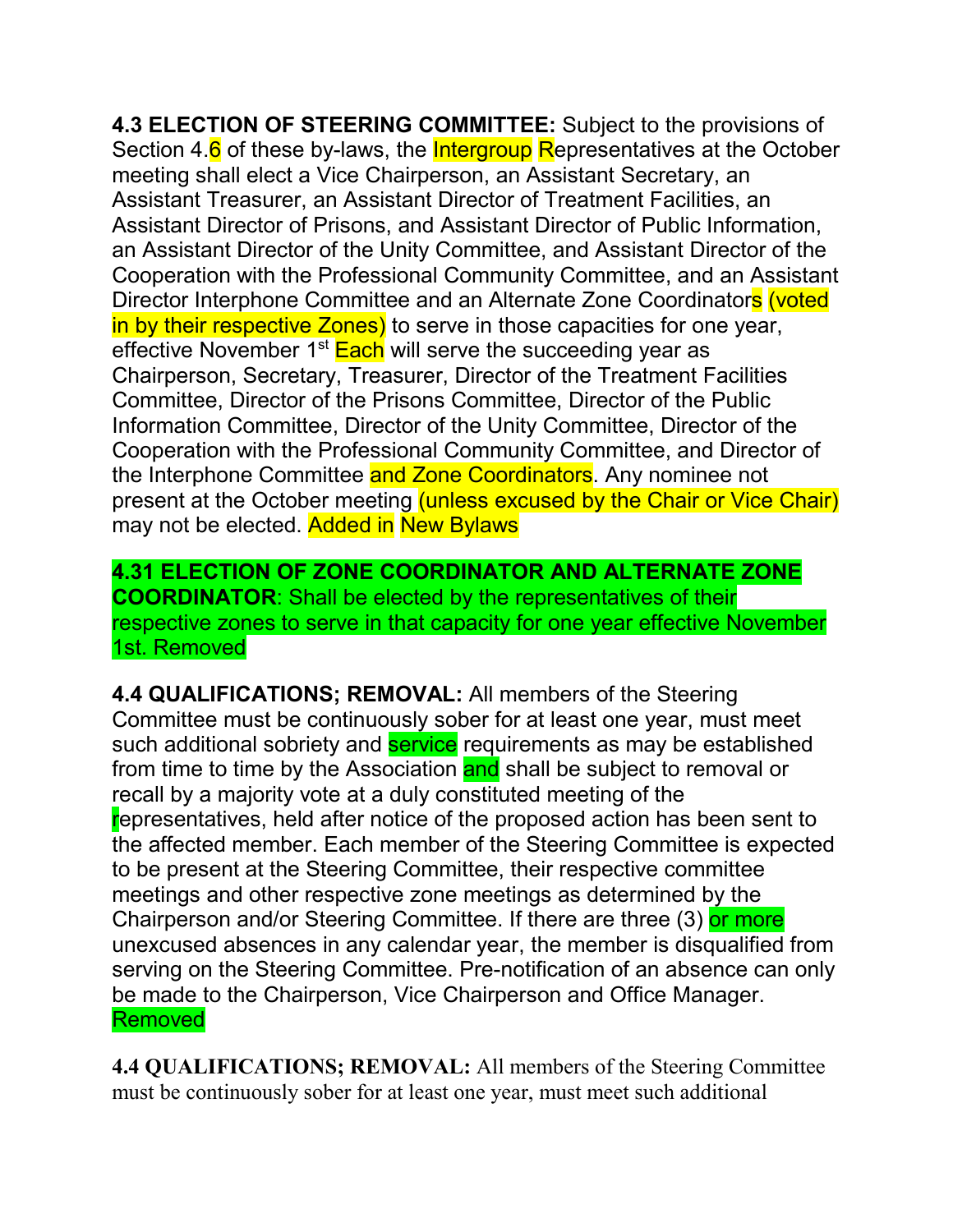**4.3 ELECTION OF STEERING COMMITTEE:** Subject to the provisions of Section 4.6 of these by-laws, the Intergroup Representatives at the October meeting shall elect a Vice Chairperson, an Assistant Secretary, an Assistant Treasurer, an Assistant Director of Treatment Facilities, an Assistant Director of Prisons, and Assistant Director of Public Information, an Assistant Director of the Unity Committee, and Assistant Director of the Cooperation with the Professional Community Committee, and an Assistant Director Interphone Committee and an Alternate Zone Coordinators (voted in by their respective Zones) to serve in those capacities for one year, effective November 1st Each will serve the succeeding year as Chairperson, Secretary, Treasurer, Director of the Treatment Facilities Committee, Director of the Prisons Committee, Director of the Public Information Committee, Director of the Unity Committee, Director of the Cooperation with the Professional Community Committee, and Director of the Interphone Committee and Zone Coordinators. Any nominee not present at the October meeting (unless excused by the Chair or Vice Chair) may not be elected. Added in New Bylaws

**4.31 ELECTION OF ZONE COORDINATOR AND ALTERNATE ZONE COORDINATOR**: Shall be elected by the representatives of their respective zones to serve in that capacity for one year effective November 1st. Removed

**4.4 QUALIFICATIONS; REMOVAL:** All members of the Steering Committee must be continuously sober for at least one year, must meet such additional sobriety and service requirements as may be established from time to time by the Association and shall be subject to removal or recall by a majority vote at a duly constituted meeting of the representatives, held after notice of the proposed action has been sent to the affected member. Each member of the Steering Committee is expected to be present at the Steering Committee, their respective committee meetings and other respective zone meetings as determined by the Chairperson and/or Steering Committee. If there are three (3) or more unexcused absences in any calendar year, the member is disqualified from serving on the Steering Committee. Pre-notification of an absence can only be made to the Chairperson, Vice Chairperson and Office Manager. Removed

**4.4 QUALIFICATIONS; REMOVAL:** All members of the Steering Committee must be continuously sober for at least one year, must meet such additional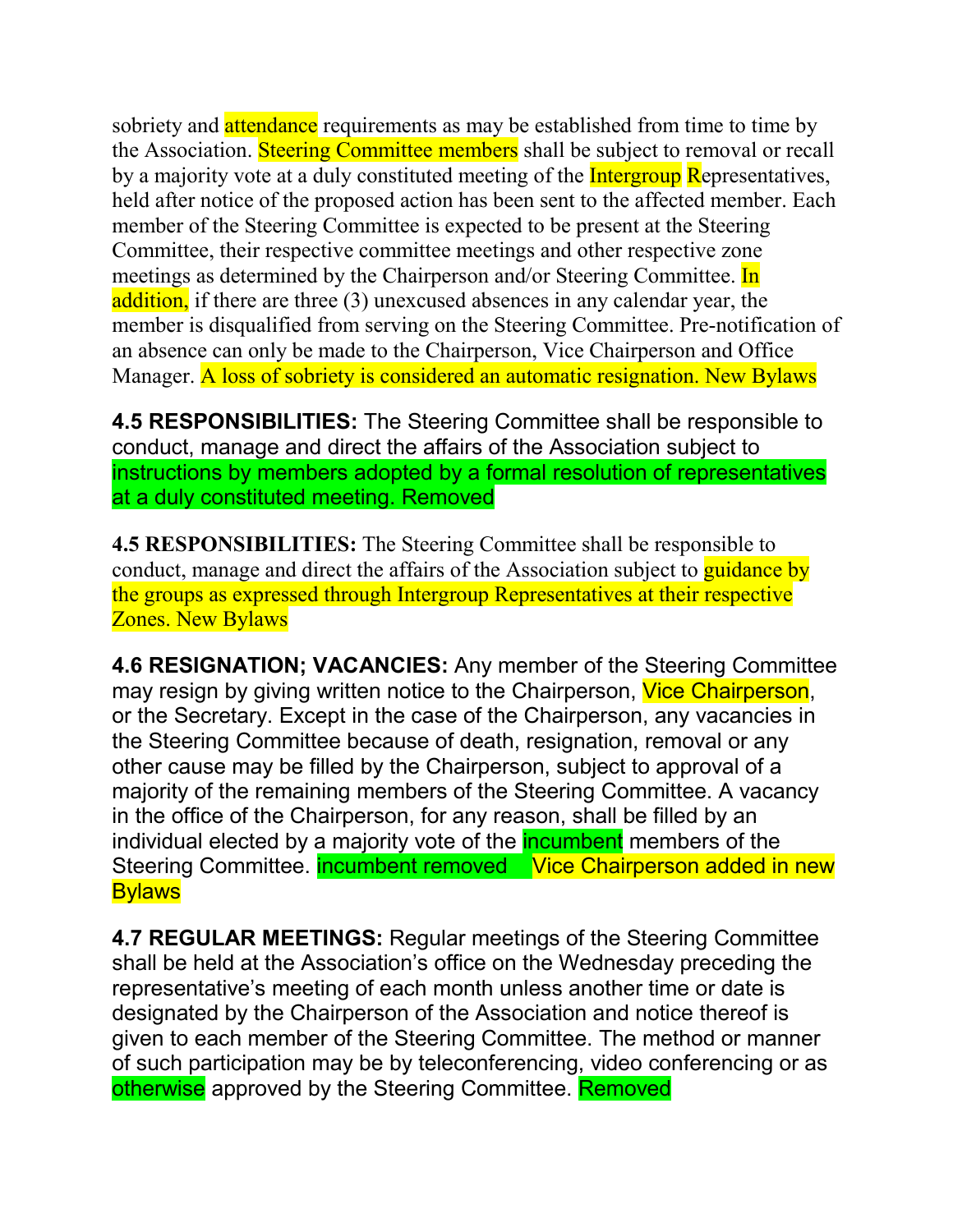sobriety and attendance requirements as may be established from time to time by the Association. Steering Committee members shall be subject to removal or recall by a majority vote at a duly constituted meeting of the Intergroup Representatives, held after notice of the proposed action has been sent to the affected member. Each member of the Steering Committee is expected to be present at the Steering Committee, their respective committee meetings and other respective zone meetings as determined by the Chairperson and/or Steering Committee. In addition, if there are three (3) unexcused absences in any calendar year, the member is disqualified from serving on the Steering Committee. Pre-notification of an absence can only be made to the Chairperson, Vice Chairperson and Office Manager. A loss of sobriety is considered an automatic resignation. New Bylaws

**4.5 RESPONSIBILITIES:** The Steering Committee shall be responsible to conduct, manage and direct the affairs of the Association subject to instructions by members adopted by a formal resolution of representatives at a duly constituted meeting. Removed

**4.5 RESPONSIBILITIES:** The Steering Committee shall be responsible to conduct, manage and direct the affairs of the Association subject to guidance by the groups as expressed through Intergroup Representatives at their respective Zones. New Bylaws

**4.6 RESIGNATION; VACANCIES:** Any member of the Steering Committee may resign by giving written notice to the Chairperson, Vice Chairperson, or the Secretary. Except in the case of the Chairperson, any vacancies in the Steering Committee because of death, resignation, removal or any other cause may be filled by the Chairperson, subject to approval of a majority of the remaining members of the Steering Committee. A vacancy in the office of the Chairperson, for any reason, shall be filled by an individual elected by a majority vote of the incumbent members of the Steering Committee. incumbent removed Vice Chairperson added in new Bylaws

**4.7 REGULAR MEETINGS:** Regular meetings of the Steering Committee shall be held at the Association's office on the Wednesday preceding the representative's meeting of each month unless another time or date is designated by the Chairperson of the Association and notice thereof is given to each member of the Steering Committee. The method or manner of such participation may be by teleconferencing, video conferencing or as otherwise approved by the Steering Committee. Removed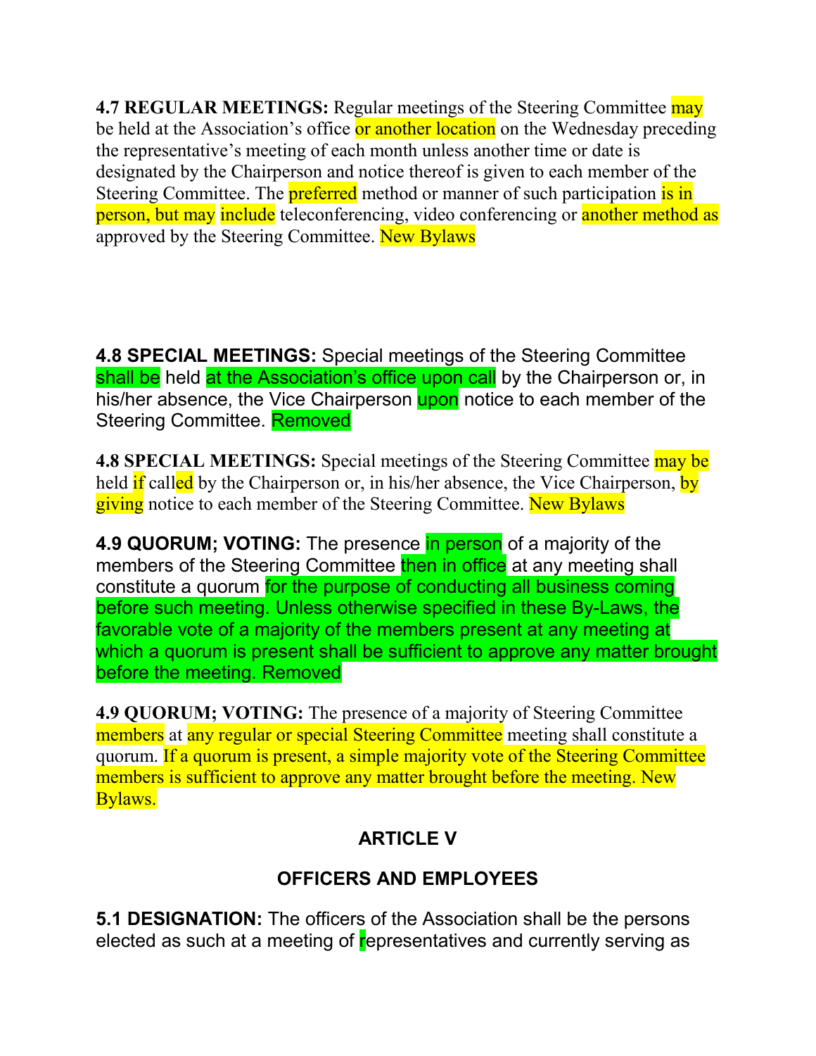**4.7 REGULAR MEETINGS:** Regular meetings of the Steering Committee may be held at the Association's office or another location on the Wednesday preceding the representative's meeting of each month unless another time or date is designated by the Chairperson and notice thereof is given to each member of the Steering Committee. The preferred method or manner of such participation is in person, but may include teleconferencing, video conferencing or another method as approved by the Steering Committee. New Bylaws

**4.8 SPECIAL MEETINGS:** Special meetings of the Steering Committee shall be held at the Association's office upon call by the Chairperson or, in his/her absence, the Vice Chairperson upon notice to each member of the Steering Committee. Removed

**4.8 SPECIAL MEETINGS:** Special meetings of the Steering Committee may be held if called by the Chairperson or, in his/her absence, the Vice Chairperson, by giving notice to each member of the Steering Committee. New Bylaws

**4.9 QUORUM; VOTING:** The presence in person of a majority of the members of the Steering Committee then in office at any meeting shall constitute a quorum for the purpose of conducting all business coming before such meeting. Unless otherwise specified in these By-Laws, the favorable vote of a majority of the members present at any meeting at which a quorum is present shall be sufficient to approve any matter brought before the meeting. Removed

**4.9 QUORUM; VOTING:** The presence of a majority of Steering Committee members at any regular or special Steering Committee meeting shall constitute a quorum. If a quorum is present, a simple majority vote of the Steering Committee members is sufficient to approve any matter brought before the meeting. New Bylaws.

## ARTICLE V

## OFFICERS AND EMPLOYEES

**5.1 DESIGNATION:** The officers of the Association shall be the persons elected as such at a meeting of representatives and currently serving as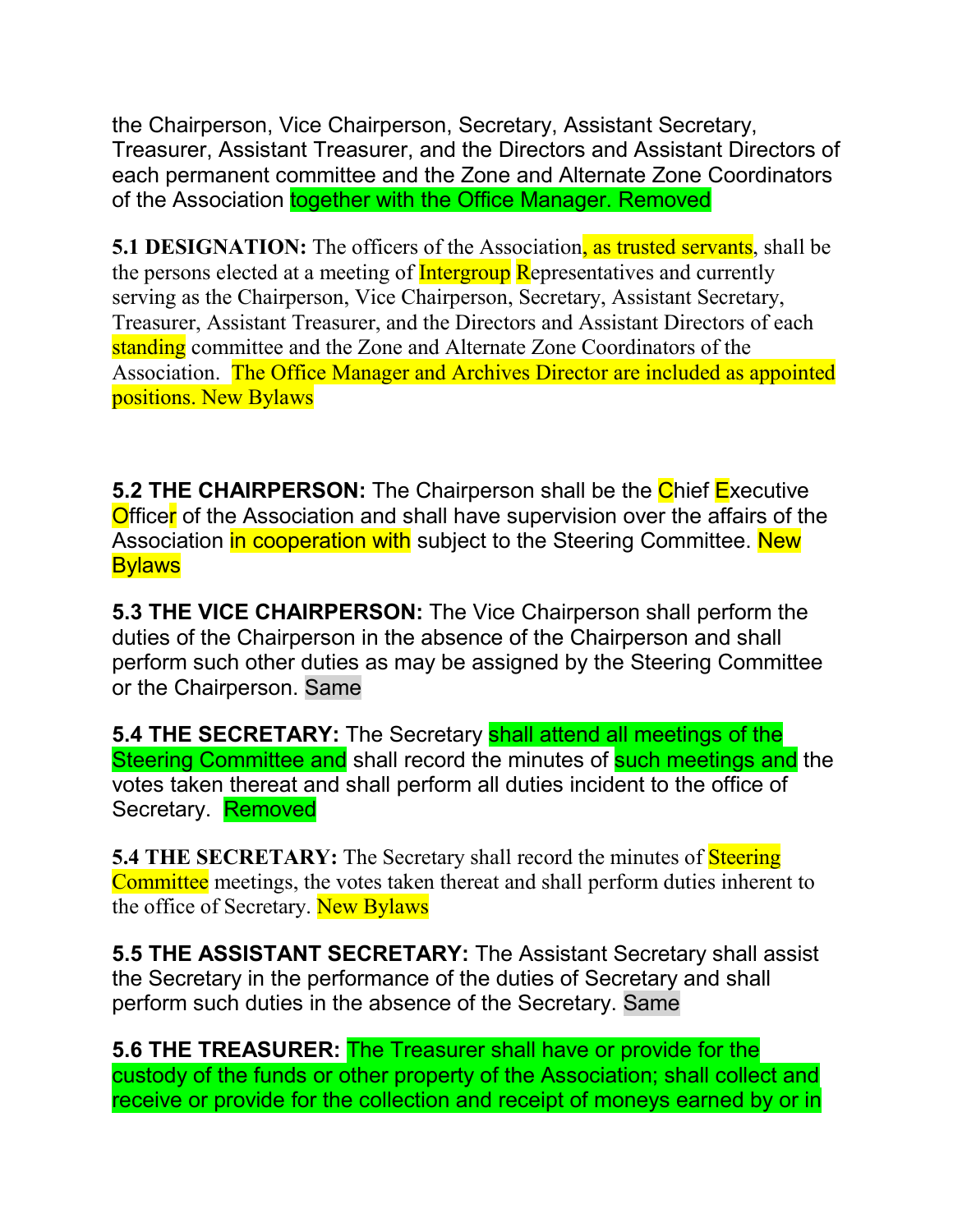the Chairperson, Vice Chairperson, Secretary, Assistant Secretary, Treasurer, Assistant Treasurer, and the Directors and Assistant Directors of each permanent committee and the Zone and Alternate Zone Coordinators of the Association together with the Office Manager. Removed

**5.1 DESIGNATION:** The officers of the Association, as trusted servants, shall be the persons elected at a meeting of Intergroup Representatives and currently serving as the Chairperson, Vice Chairperson, Secretary, Assistant Secretary, Treasurer, Assistant Treasurer, and the Directors and Assistant Directors of each standing committee and the Zone and Alternate Zone Coordinators of the Association. The Office Manager and Archives Director are included as appointed positions. New Bylaws

**5.2 THE CHAIRPERSON:** The Chairperson shall be the Chief Executive Officer of the Association and shall have supervision over the affairs of the Association in cooperation with subject to the Steering Committee. New Bylaws

**5.3 THE VICE CHAIRPERSON:** The Vice Chairperson shall perform the duties of the Chairperson in the absence of the Chairperson and shall perform such other duties as may be assigned by the Steering Committee or the Chairperson. Same

**5.4 THE SECRETARY:** The Secretary shall attend all meetings of the Steering Committee and shall record the minutes of such meetings and the votes taken thereat and shall perform all duties incident to the office of Secretary. Removed

**5.4 THE SECRETARY:** The Secretary shall record the minutes of Steering Committee meetings, the votes taken thereat and shall perform duties inherent to the office of Secretary. New Bylaws

**5.5 THE ASSISTANT SECRETARY:** The Assistant Secretary shall assist the Secretary in the performance of the duties of Secretary and shall perform such duties in the absence of the Secretary. Same

**5.6 THE TREASURER:** The Treasurer shall have or provide for the custody of the funds or other property of the Association; shall collect and receive or provide for the collection and receipt of moneys earned by or in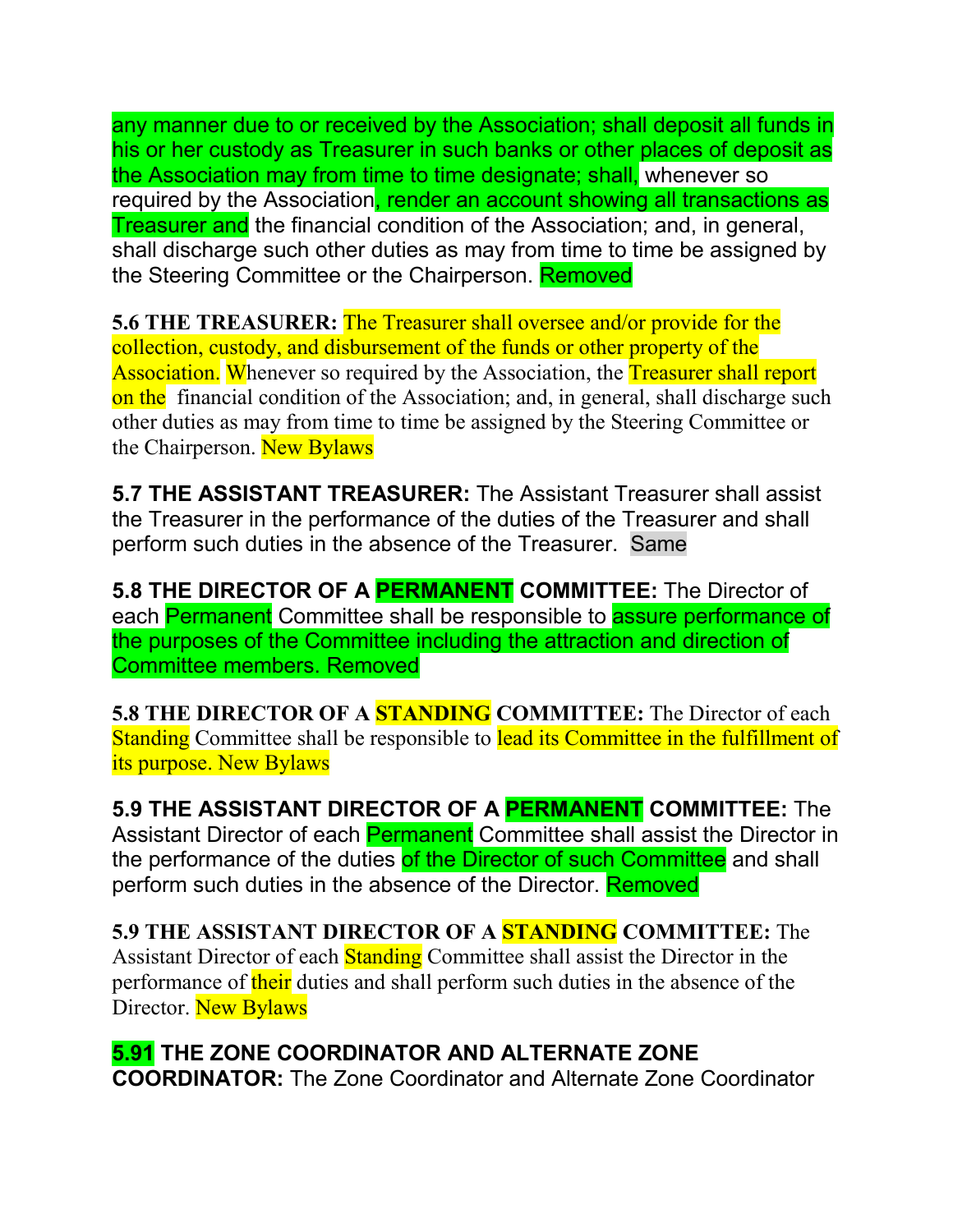any manner due to or received by the Association; shall deposit all funds in his or her custody as Treasurer in such banks or other places of deposit as the Association may from time to time designate; shall, whenever so required by the Association, render an account showing all transactions as Treasurer and the financial condition of the Association; and, in general, shall discharge such other duties as may from time to time be assigned by the Steering Committee or the Chairperson. Removed

**5.6 THE TREASURER:** The Treasurer shall oversee and/or provide for the collection, custody, and disbursement of the funds or other property of the Association. Whenever so required by the Association, the Treasurer shall report on the financial condition of the Association; and, in general, shall discharge such other duties as may from time to time be assigned by the Steering Committee or the Chairperson. New Bylaws

**5.7 THE ASSISTANT TREASURER:** The Assistant Treasurer shall assist the Treasurer in the performance of the duties of the Treasurer and shall perform such duties in the absence of the Treasurer. Same

**5.8 THE DIRECTOR OF A PERMANENT COMMITTEE:** The Director of each Permanent Committee shall be responsible to assure performance of the purposes of the Committee including the attraction and direction of Committee members. Removed

**5.8 THE DIRECTOR OF A STANDING COMMITTEE:** The Director of each Standing Committee shall be responsible to lead its Committee in the fulfillment of its purpose. New Bylaws

**5.9 THE ASSISTANT DIRECTOR OF A PERMANENT COMMITTEE:** The Assistant Director of each Permanent Committee shall assist the Director in the performance of the duties of the Director of such Committee and shall perform such duties in the absence of the Director. Removed

**5.9 THE ASSISTANT DIRECTOR OF A STANDING COMMITTEE:** The Assistant Director of each Standing Committee shall assist the Director in the performance of their duties and shall perform such duties in the absence of the Director. New Bylaws

**5.91 THE ZONE COORDINATOR AND ALTERNATE ZONE COORDINATOR:** The Zone Coordinator and Alternate Zone Coordinator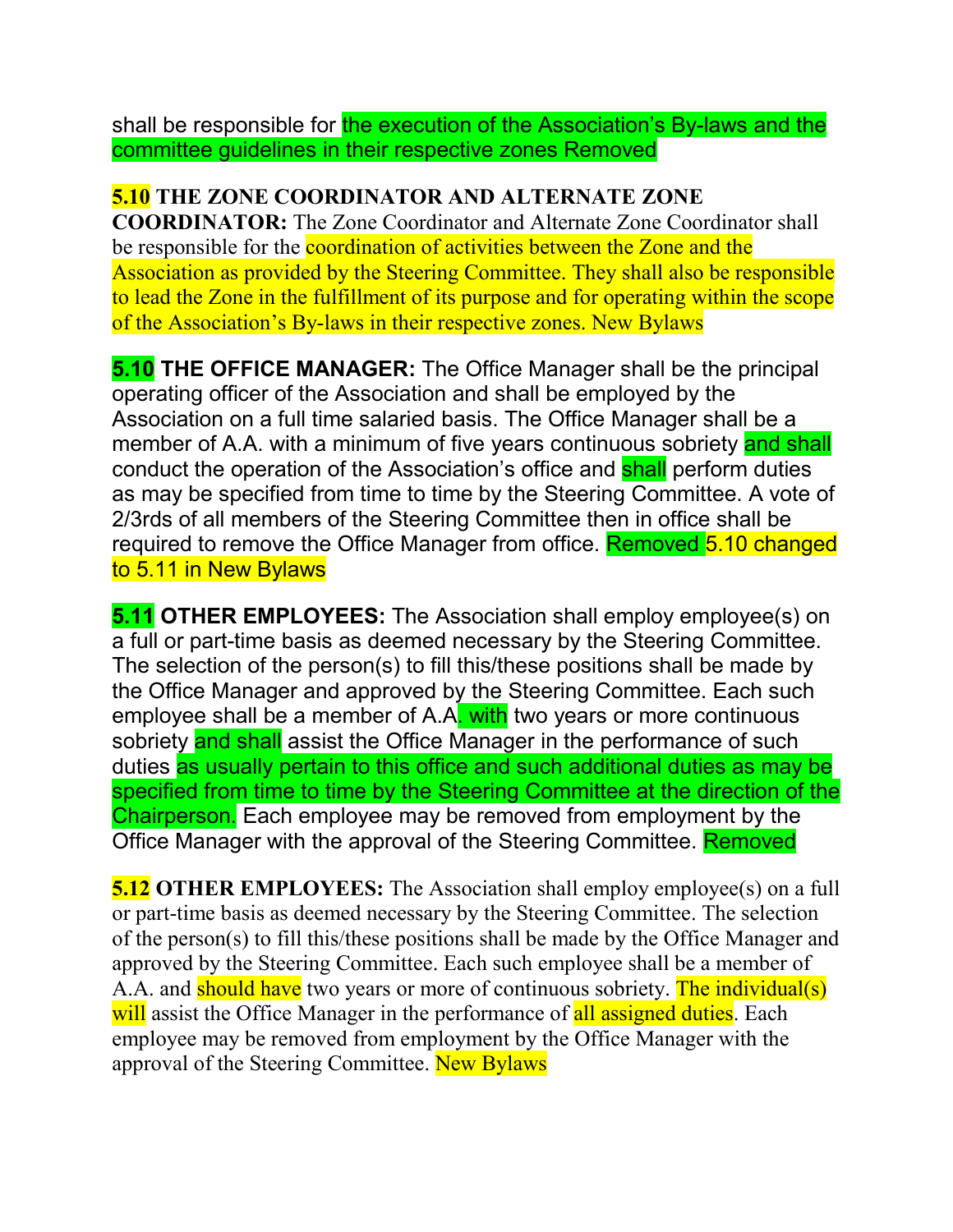shall be responsible for the execution of the Association's By-laws and the committee guidelines in their respective zones Removed

**5.10 THE ZONE COORDINATOR AND ALTERNATE ZONE COORDINATOR:** The Zone Coordinator and Alternate Zone Coordinator shall be responsible for the coordination of activities between the Zone and the Association as provided by the Steering Committee. They shall also be responsible to lead the Zone in the fulfillment of its purpose and for operating within the scope of the Association's By-laws in their respective zones. New Bylaws

**5.10 THE OFFICE MANAGER:** The Office Manager shall be the principal operating officer of the Association and shall be employed by the Association on a full time salaried basis. The Office Manager shall be a member of A.A. with a minimum of five years continuous sobriety and shall conduct the operation of the Association's office and shall perform duties as may be specified from time to time by the Steering Committee. A vote of 2/3rds of all members of the Steering Committee then in office shall be required to remove the Office Manager from office. Removed 5.10 changed to 5.11 in New Bylaws

**5.11 OTHER EMPLOYEES:** The Association shall employ employee(s) on a full or part-time basis as deemed necessary by the Steering Committee. The selection of the person(s) to fill this/these positions shall be made by the Office Manager and approved by the Steering Committee. Each such employee shall be a member of A.A. with two years or more continuous sobriety and shall assist the Office Manager in the performance of such duties as usually pertain to this office and such additional duties as may be specified from time to time by the Steering Committee at the direction of the Chairperson. Each employee may be removed from employment by the Office Manager with the approval of the Steering Committee. Removed

**5.12 OTHER EMPLOYEES:** The Association shall employ employee(s) on a full or part-time basis as deemed necessary by the Steering Committee. The selection of the person(s) to fill this/these positions shall be made by the Office Manager and approved by the Steering Committee. Each such employee shall be a member of A.A. and should have two years or more of continuous sobriety. The individual(s) will assist the Office Manager in the performance of all assigned duties. Each employee may be removed from employment by the Office Manager with the approval of the Steering Committee. New Bylaws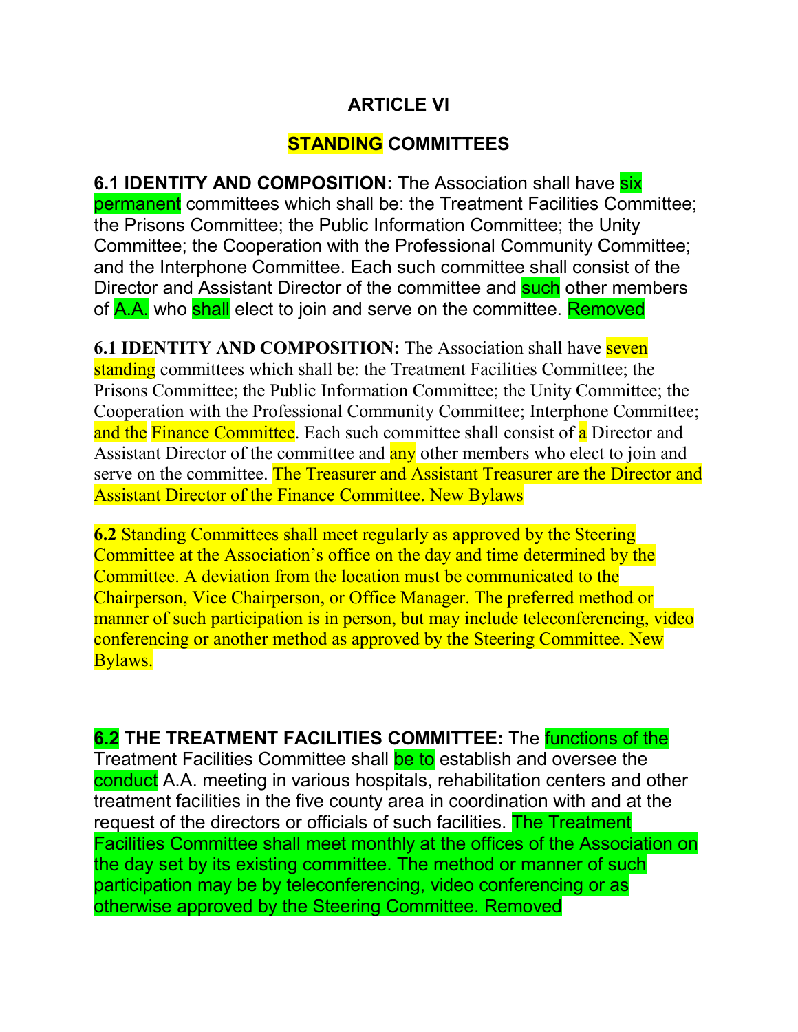# ARTICLE VI

## STANDING COMMITTEES

**6.1 IDENTITY AND COMPOSITION:** The Association shall have six permanent committees which shall be: the Treatment Facilities Committee; the Prisons Committee; the Public Information Committee; the Unity Committee; the Cooperation with the Professional Community Committee; and the Interphone Committee. Each such committee shall consist of the Director and Assistant Director of the committee and such other members of A.A. who shall elect to join and serve on the committee. Removed

**6.1 IDENTITY AND COMPOSITION:** The Association shall have seven standing committees which shall be: the Treatment Facilities Committee; the Prisons Committee; the Public Information Committee; the Unity Committee; the Cooperation with the Professional Community Committee; Interphone Committee; and the Finance Committee. Each such committee shall consist of a Director and Assistant Director of the committee and any other members who elect to join and serve on the committee. The Treasurer and Assistant Treasurer are the Director and Assistant Director of the Finance Committee. New Bylaws

**6.2** Standing Committees shall meet regularly as approved by the Steering Committee at the Association's office on the day and time determined by the Committee. A deviation from the location must be communicated to the Chairperson, Vice Chairperson, or Office Manager. The preferred method or manner of such participation is in person, but may include teleconferencing, video conferencing or another method as approved by the Steering Committee. New Bylaws.

**6.2 THE TREATMENT FACILITIES COMMITTEE:** The functions of the Treatment Facilities Committee shall be to establish and oversee the conduct A.A. meeting in various hospitals, rehabilitation centers and other treatment facilities in the five county area in coordination with and at the request of the directors or officials of such facilities. The Treatment Facilities Committee shall meet monthly at the offices of the Association on the day set by its existing committee. The method or manner of such participation may be by teleconferencing, video conferencing or as otherwise approved by the Steering Committee. Removed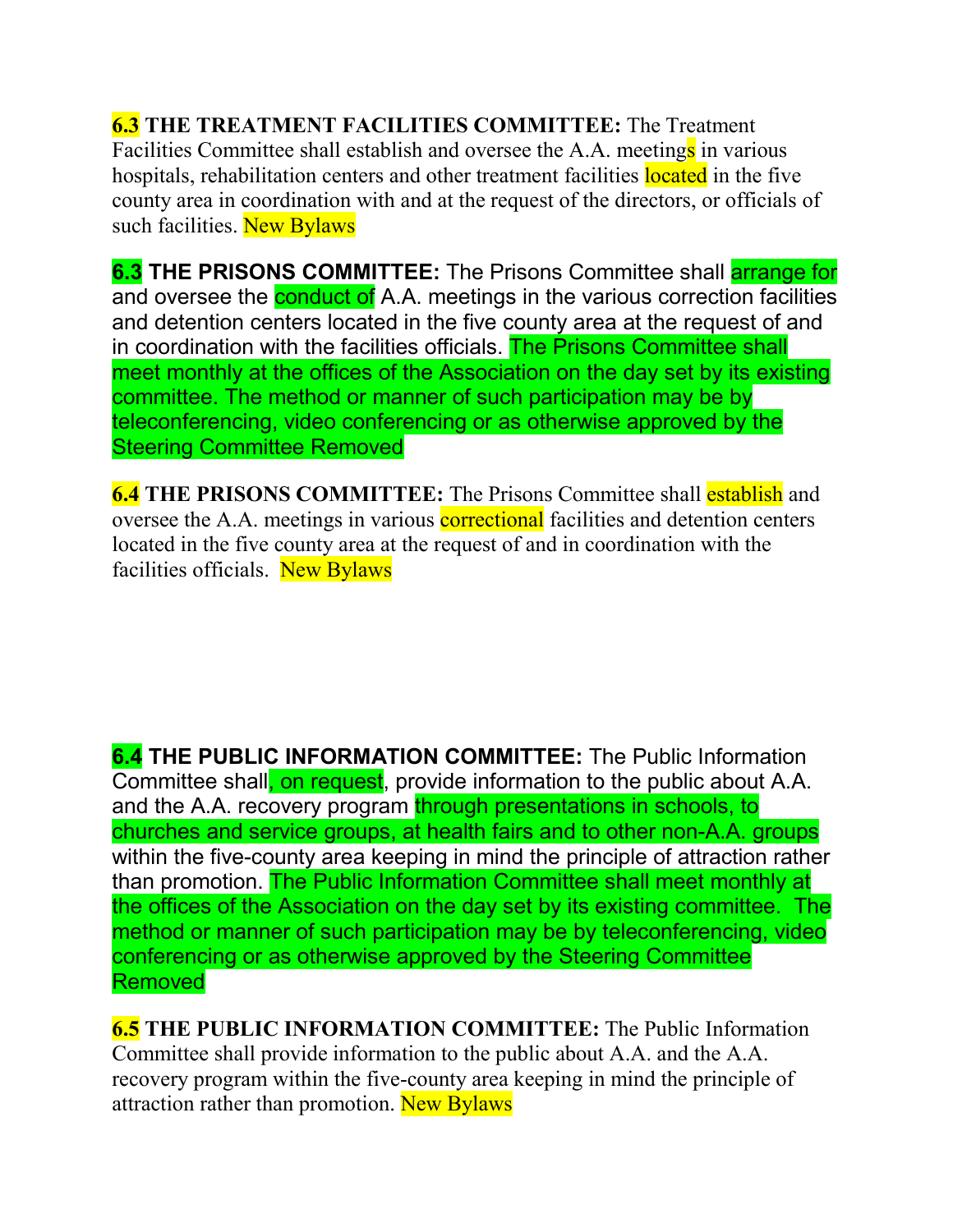**6.3 THE TREATMENT FACILITIES COMMITTEE:** The Treatment Facilities Committee shall establish and oversee the A.A. meetings in various hospitals, rehabilitation centers and other treatment facilities located in the five county area in coordination with and at the request of the directors, or officials of such facilities. New Bylaws

**6.3 THE PRISONS COMMITTEE:** The Prisons Committee shall arrange for and oversee the conduct of A.A. meetings in the various correction facilities and detention centers located in the five county area at the request of and in coordination with the facilities officials. The Prisons Committee shall meet monthly at the offices of the Association on the day set by its existing committee. The method or manner of such participation may be by teleconferencing, video conferencing or as otherwise approved by the Steering Committee Removed

**6.4 THE PRISONS COMMITTEE:** The Prisons Committee shall establish and oversee the A.A. meetings in various correctional facilities and detention centers located in the five county area at the request of and in coordination with the facilities officials. New Bylaws

**6.4 THE PUBLIC INFORMATION COMMITTEE:** The Public Information Committee shall, on request, provide information to the public about A.A. and the A.A. recovery program through presentations in schools, to churches and service groups, at health fairs and to other non-A.A. groups within the five-county area keeping in mind the principle of attraction rather than promotion. The Public Information Committee shall meet monthly at the offices of the Association on the day set by its existing committee. The method or manner of such participation may be by teleconferencing, video conferencing or as otherwise approved by the Steering Committee Removed

**6.5 THE PUBLIC INFORMATION COMMITTEE:** The Public Information Committee shall provide information to the public about A.A. and the A.A. recovery program within the five-county area keeping in mind the principle of attraction rather than promotion. New Bylaws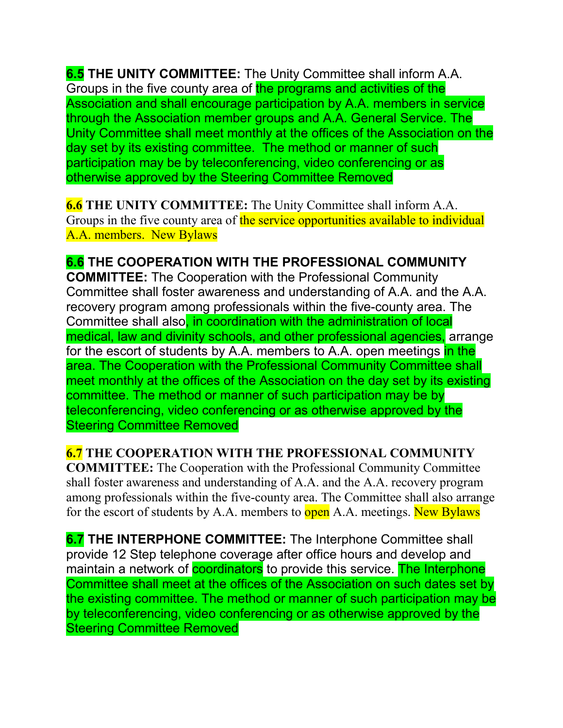**6.5 THE UNITY COMMITTEE:** The Unity Committee shall inform A.A. Groups in the five county area of the programs and activities of the Association and shall encourage participation by A.A. members in service through the Association member groups and A.A. General Service. The Unity Committee shall meet monthly at the offices of the Association on the day set by its existing committee. The method or manner of such participation may be by teleconferencing, video conferencing or as otherwise approved by the Steering Committee Removed

**6.6 THE UNITY COMMITTEE:** The Unity Committee shall inform A.A. Groups in the five county area of the service opportunities available to individual A.A. members. New Bylaws

**6.6 THE COOPERATION WITH THE PROFESSIONAL COMMUNITY COMMITTEE:** The Cooperation with the Professional Community Committee shall foster awareness and understanding of A.A. and the A.A. recovery program among professionals within the five-county area. The Committee shall also, in coordination with the administration of local medical, law and divinity schools, and other professional agencies, arrange for the escort of students by A.A. members to A.A. open meetings in the area. The Cooperation with the Professional Community Committee shall meet monthly at the offices of the Association on the day set by its existing committee. The method or manner of such participation may be by teleconferencing, video conferencing or as otherwise approved by the Steering Committee Removed

**6.7 THE COOPERATION WITH THE PROFESSIONAL COMMUNITY COMMITTEE:** The Cooperation with the Professional Community Committee shall foster awareness and understanding of A.A. and the A.A. recovery program among professionals within the five-county area. The Committee shall also arrange for the escort of students by A.A. members to open A.A. meetings. New Bylaws

**6.7 THE INTERPHONE COMMITTEE:** The Interphone Committee shall provide 12 Step telephone coverage after office hours and develop and maintain a network of coordinators to provide this service. The Interphone Committee shall meet at the offices of the Association on such dates set by the existing committee. The method or manner of such participation may be by teleconferencing, video conferencing or as otherwise approved by the Steering Committee Removed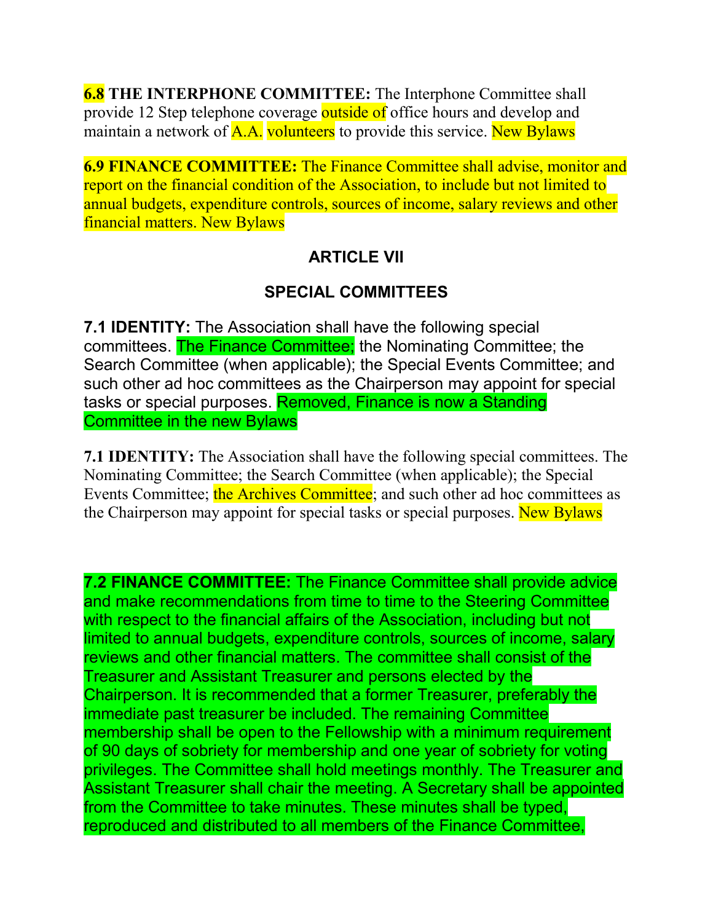**6.8 THE INTERPHONE COMMITTEE:** The Interphone Committee shall provide 12 Step telephone coverage outside of office hours and develop and maintain a network of A.A. volunteers to provide this service. New Bylaws

**6.9 FINANCE COMMITTEE:** The Finance Committee shall advise, monitor and report on the financial condition of the Association, to include but not limited to annual budgets, expenditure controls, sources of income, salary reviews and other financial matters. New Bylaws

## ARTICLE VII

## SPECIAL COMMITTEES

**7.1 IDENTITY:** The Association shall have the following special committees. The Finance Committee; the Nominating Committee; the Search Committee (when applicable); the Special Events Committee; and such other ad hoc committees as the Chairperson may appoint for special tasks or special purposes. Removed, Finance is now a Standing Committee in the new Bylaws

**7.1 IDENTITY:** The Association shall have the following special committees. The Nominating Committee; the Search Committee (when applicable); the Special Events Committee; the Archives Committee; and such other ad hoc committees as the Chairperson may appoint for special tasks or special purposes. New Bylaws

**7.2 FINANCE COMMITTEE:** The Finance Committee shall provide advice and make recommendations from time to time to the Steering Committee with respect to the financial affairs of the Association, including but not limited to annual budgets, expenditure controls, sources of income, salary reviews and other financial matters. The committee shall consist of the Treasurer and Assistant Treasurer and persons elected by the Chairperson. It is recommended that a former Treasurer, preferably the immediate past treasurer be included. The remaining Committee membership shall be open to the Fellowship with a minimum requirement of 90 days of sobriety for membership and one year of sobriety for voting privileges. The Committee shall hold meetings monthly. The Treasurer and Assistant Treasurer shall chair the meeting. A Secretary shall be appointed from the Committee to take minutes. These minutes shall be typed, reproduced and distributed to all members of the Finance Committee,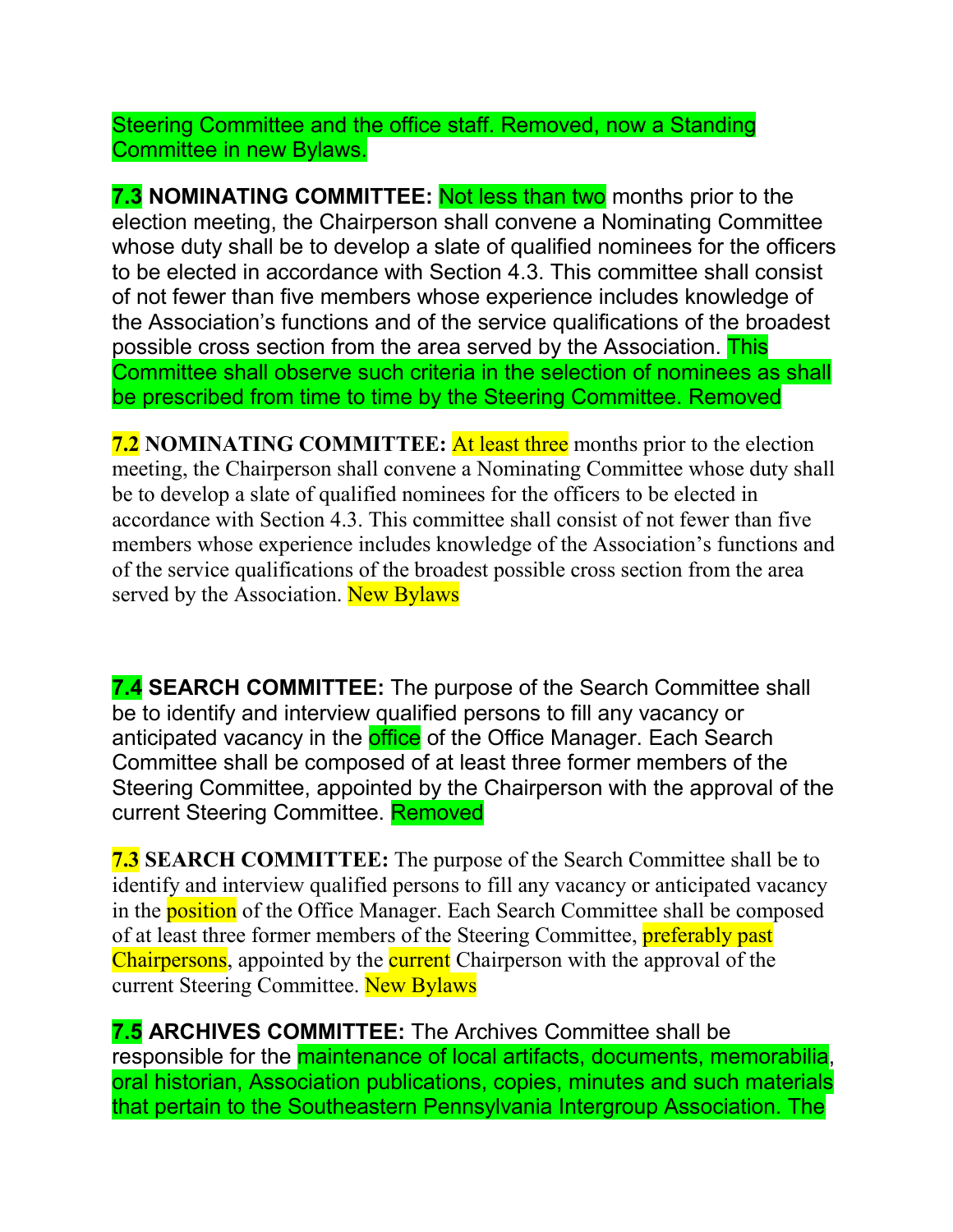Steering Committee and the office staff. Removed, now a Standing Committee in new Bylaws.

**7.3 NOMINATING COMMITTEE:** Not less than two months prior to the election meeting, the Chairperson shall convene a Nominating Committee whose duty shall be to develop a slate of qualified nominees for the officers to be elected in accordance with Section 4.3. This committee shall consist of not fewer than five members whose experience includes knowledge of the Association's functions and of the service qualifications of the broadest possible cross section from the area served by the Association. This Committee shall observe such criteria in the selection of nominees as shall be prescribed from time to time by the Steering Committee. Removed

**7.2 NOMINATING COMMITTEE:** At least three months prior to the election meeting, the Chairperson shall convene a Nominating Committee whose duty shall be to develop a slate of qualified nominees for the officers to be elected in accordance with Section 4.3. This committee shall consist of not fewer than five members whose experience includes knowledge of the Association's functions and of the service qualifications of the broadest possible cross section from the area served by the Association. New Bylaws

**7.4 SEARCH COMMITTEE:** The purpose of the Search Committee shall be to identify and interview qualified persons to fill any vacancy or anticipated vacancy in the office of the Office Manager. Each Search Committee shall be composed of at least three former members of the Steering Committee, appointed by the Chairperson with the approval of the current Steering Committee. Removed

**7.3 SEARCH COMMITTEE:** The purpose of the Search Committee shall be to identify and interview qualified persons to fill any vacancy or anticipated vacancy in the position of the Office Manager. Each Search Committee shall be composed of at least three former members of the Steering Committee, preferably past Chairpersons, appointed by the current Chairperson with the approval of the current Steering Committee. New Bylaws

**7.5 ARCHIVES COMMITTEE:** The Archives Committee shall be responsible for the maintenance of local artifacts, documents, memorabilia, oral historian, Association publications, copies, minutes and such materials that pertain to the Southeastern Pennsylvania Intergroup Association. The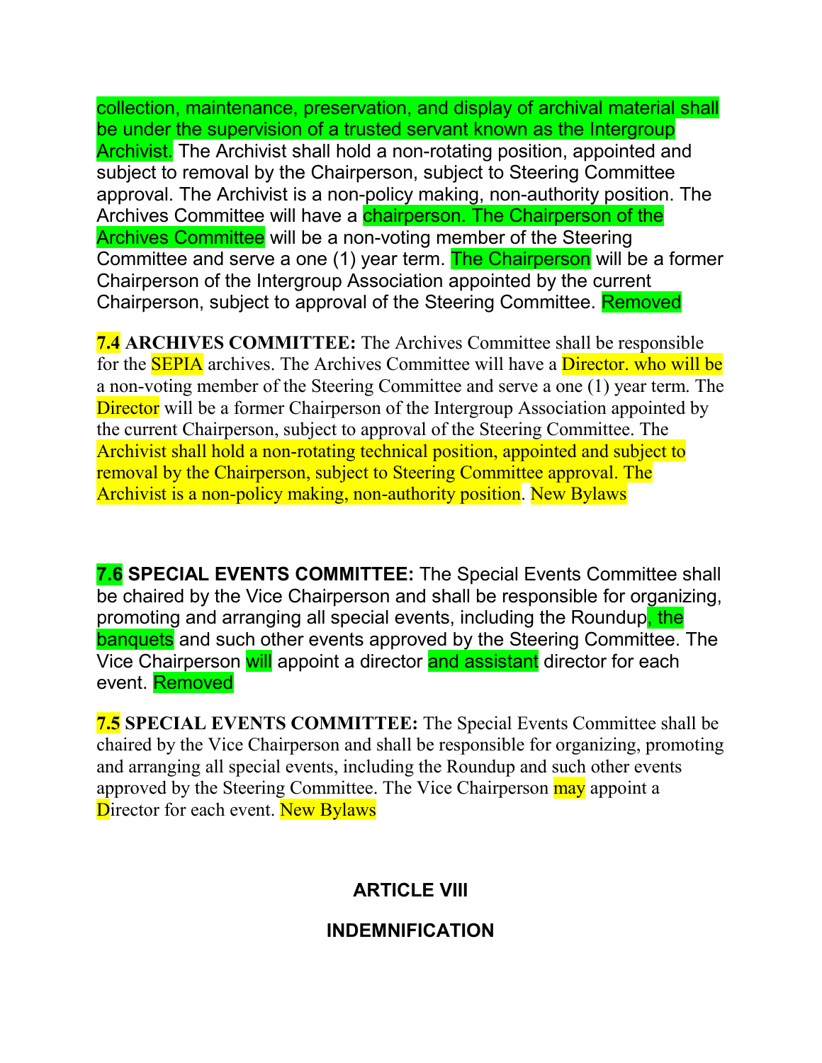collection, maintenance, preservation, and display of archival material shall be under the supervision of a trusted servant known as the Intergroup Archivist. The Archivist shall hold a non-rotating position, appointed and subject to removal by the Chairperson, subject to Steering Committee approval. The Archivist is a non-policy making, non-authority position. The Archives Committee will have a chairperson. The Chairperson of the Archives Committee will be a non-voting member of the Steering Committee and serve a one (1) year term. The Chairperson will be a former Chairperson of the Intergroup Association appointed by the current Chairperson, subject to approval of the Steering Committee. Removed

**7.4 ARCHIVES COMMITTEE:** The Archives Committee shall be responsible for the SEPIA archives. The Archives Committee will have a Director. who will be a non-voting member of the Steering Committee and serve a one (1) year term. The Director will be a former Chairperson of the Intergroup Association appointed by the current Chairperson, subject to approval of the Steering Committee. The Archivist shall hold a non-rotating technical position, appointed and subject to removal by the Chairperson, subject to Steering Committee approval. The Archivist is a non-policy making, non-authority position. New Bylaws

**7.6 SPECIAL EVENTS COMMITTEE:** The Special Events Committee shall be chaired by the Vice Chairperson and shall be responsible for organizing, promoting and arranging all special events, including the Roundup, the banquets and such other events approved by the Steering Committee. The Vice Chairperson will appoint a director and assistant director for each event. Removed

**7.5 SPECIAL EVENTS COMMITTEE:** The Special Events Committee shall be chaired by the Vice Chairperson and shall be responsible for organizing, promoting and arranging all special events, including the Roundup and such other events approved by the Steering Committee. The Vice Chairperson may appoint a Director for each event. New Bylaws

## ARTICLE VIII

## INDEMNIFICATION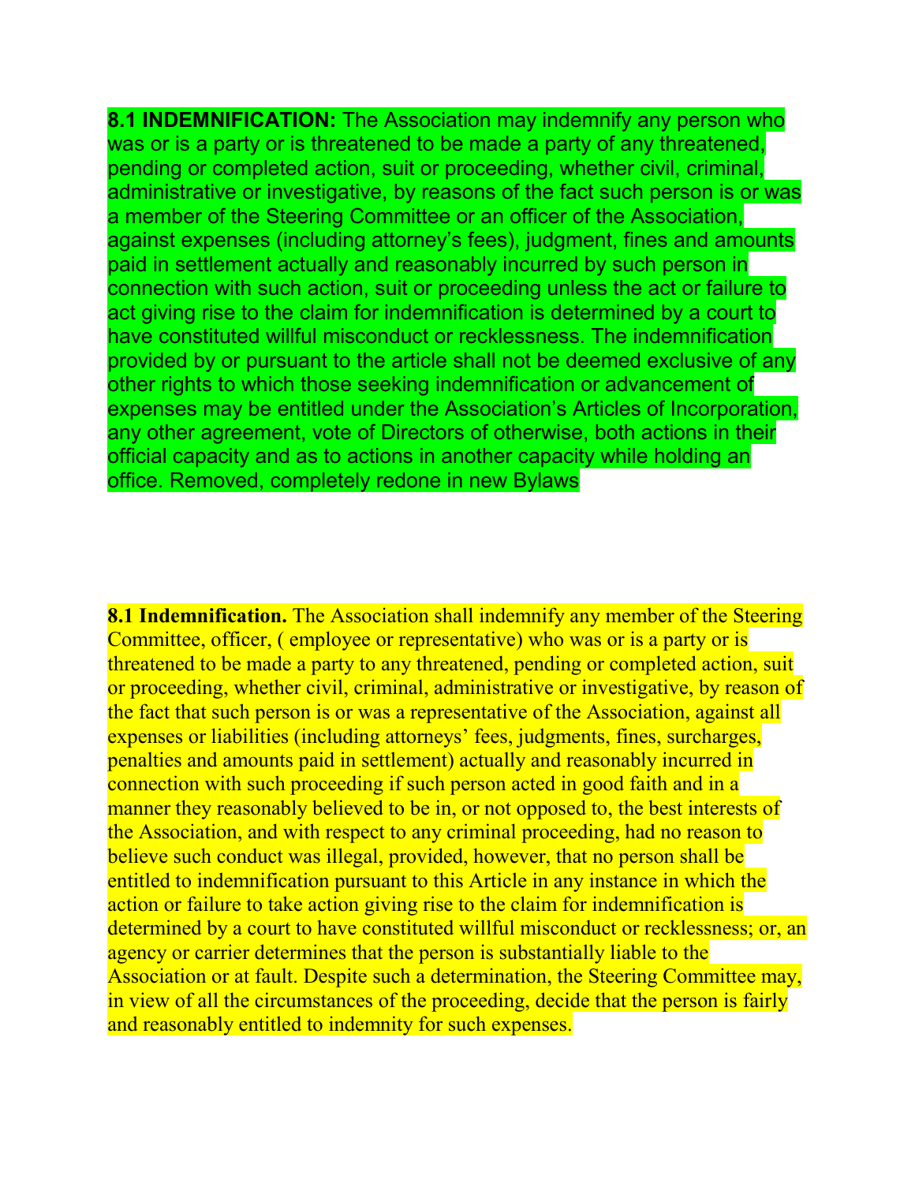**8.1 INDEMNIFICATION:** The Association may indemnify any person who was or is a party or is threatened to be made a party of any threatened, pending or completed action, suit or proceeding, whether civil, criminal, administrative or investigative, by reasons of the fact such person is or was a member of the Steering Committee or an officer of the Association, against expenses (including attorney's fees), judgment, fines and amounts paid in settlement actually and reasonably incurred by such person in connection with such action, suit or proceeding unless the act or failure to act giving rise to the claim for indemnification is determined by a court to have constituted willful misconduct or recklessness. The indemnification provided by or pursuant to the article shall not be deemed exclusive of any other rights to which those seeking indemnification or advancement of expenses may be entitled under the Association's Articles of Incorporation, any other agreement, vote of Directors of otherwise, both actions in their official capacity and as to actions in another capacity while holding an office. Removed, completely redone in new Bylaws

**8.1 Indemnification.** The Association shall indemnify any member of the Steering Committee, officer, ( employee or representative) who was or is a party or is threatened to be made a party to any threatened, pending or completed action, suit or proceeding, whether civil, criminal, administrative or investigative, by reason of the fact that such person is or was a representative of the Association, against all expenses or liabilities (including attorneys' fees, judgments, fines, surcharges, penalties and amounts paid in settlement) actually and reasonably incurred in connection with such proceeding if such person acted in good faith and in a manner they reasonably believed to be in, or not opposed to, the best interests of the Association, and with respect to any criminal proceeding, had no reason to believe such conduct was illegal, provided, however, that no person shall be entitled to indemnification pursuant to this Article in any instance in which the action or failure to take action giving rise to the claim for indemnification is determined by a court to have constituted willful misconduct or recklessness; or, an agency or carrier determines that the person is substantially liable to the Association or at fault. Despite such a determination, the Steering Committee may, in view of all the circumstances of the proceeding, decide that the person is fairly and reasonably entitled to indemnity for such expenses.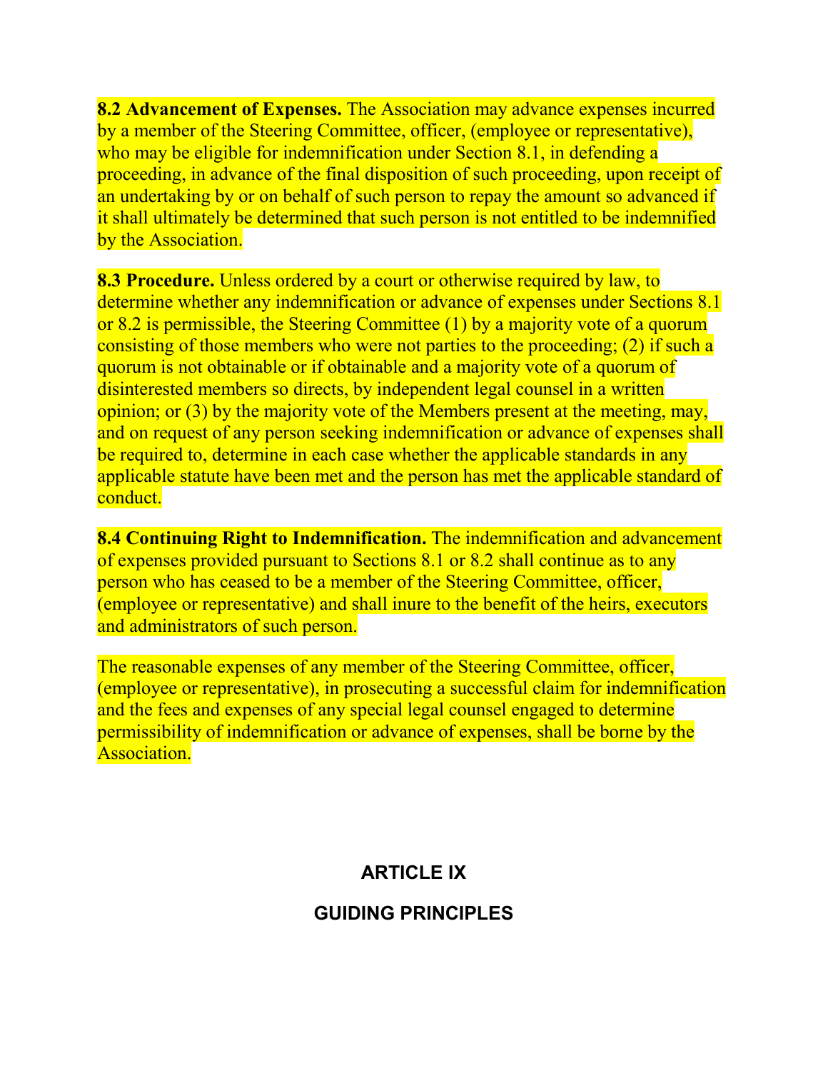**8.2 Advancement of Expenses.** The Association may advance expenses incurred by a member of the Steering Committee, officer, (employee or representative), who may be eligible for indemnification under Section 8.1, in defending a proceeding, in advance of the final disposition of such proceeding, upon receipt of an undertaking by or on behalf of such person to repay the amount so advanced if it shall ultimately be determined that such person is not entitled to be indemnified by the Association.

**8.3 Procedure.** Unless ordered by a court or otherwise required by law, to determine whether any indemnification or advance of expenses under Sections 8.1 or 8.2 is permissible, the Steering Committee (1) by a majority vote of a quorum consisting of those members who were not parties to the proceeding; (2) if such a quorum is not obtainable or if obtainable and a majority vote of a quorum of disinterested members so directs, by independent legal counsel in a written opinion; or (3) by the majority vote of the Members present at the meeting, may, and on request of any person seeking indemnification or advance of expenses shall be required to, determine in each case whether the applicable standards in any applicable statute have been met and the person has met the applicable standard of conduct.

**8.4 Continuing Right to Indemnification.** The indemnification and advancement of expenses provided pursuant to Sections 8.1 or 8.2 shall continue as to any person who has ceased to be a member of the Steering Committee, officer, (employee or representative) and shall inure to the benefit of the heirs, executors and administrators of such person.

The reasonable expenses of any member of the Steering Committee, officer, (employee or representative), in prosecuting a successful claim for indemnification and the fees and expenses of any special legal counsel engaged to determine permissibility of indemnification or advance of expenses, shall be borne by the Association.

# ARTICLE IX

## GUIDING PRINCIPLES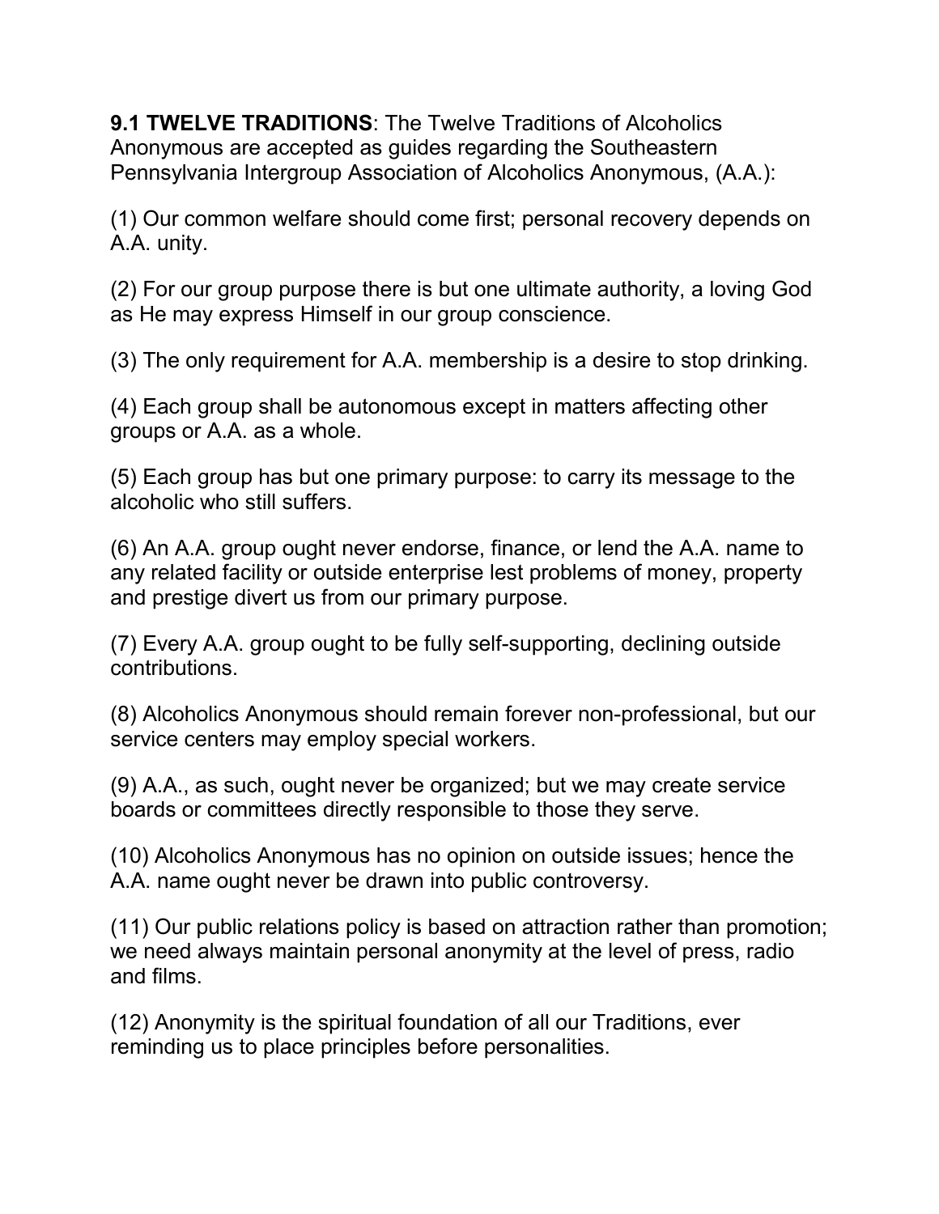**9.1 TWELVE TRADITIONS**: The Twelve Traditions of Alcoholics Anonymous are accepted as guides regarding the Southeastern Pennsylvania Intergroup Association of Alcoholics Anonymous, (A.A.):

(1) Our common welfare should come first; personal recovery depends on A.A. unity.

(2) For our group purpose there is but one ultimate authority, a loving God as He may express Himself in our group conscience.

(3) The only requirement for A.A. membership is a desire to stop drinking.

(4) Each group shall be autonomous except in matters affecting other groups or A.A. as a whole.

(5) Each group has but one primary purpose: to carry its message to the alcoholic who still suffers.

(6) An A.A. group ought never endorse, finance, or lend the A.A. name to any related facility or outside enterprise lest problems of money, property and prestige divert us from our primary purpose.

(7) Every A.A. group ought to be fully self-supporting, declining outside contributions.

(8) Alcoholics Anonymous should remain forever non-professional, but our service centers may employ special workers.

(9) A.A., as such, ought never be organized; but we may create service boards or committees directly responsible to those they serve.

(10) Alcoholics Anonymous has no opinion on outside issues; hence the A.A. name ought never be drawn into public controversy.

(11) Our public relations policy is based on attraction rather than promotion; we need always maintain personal anonymity at the level of press, radio and films.

(12) Anonymity is the spiritual foundation of all our Traditions, ever reminding us to place principles before personalities.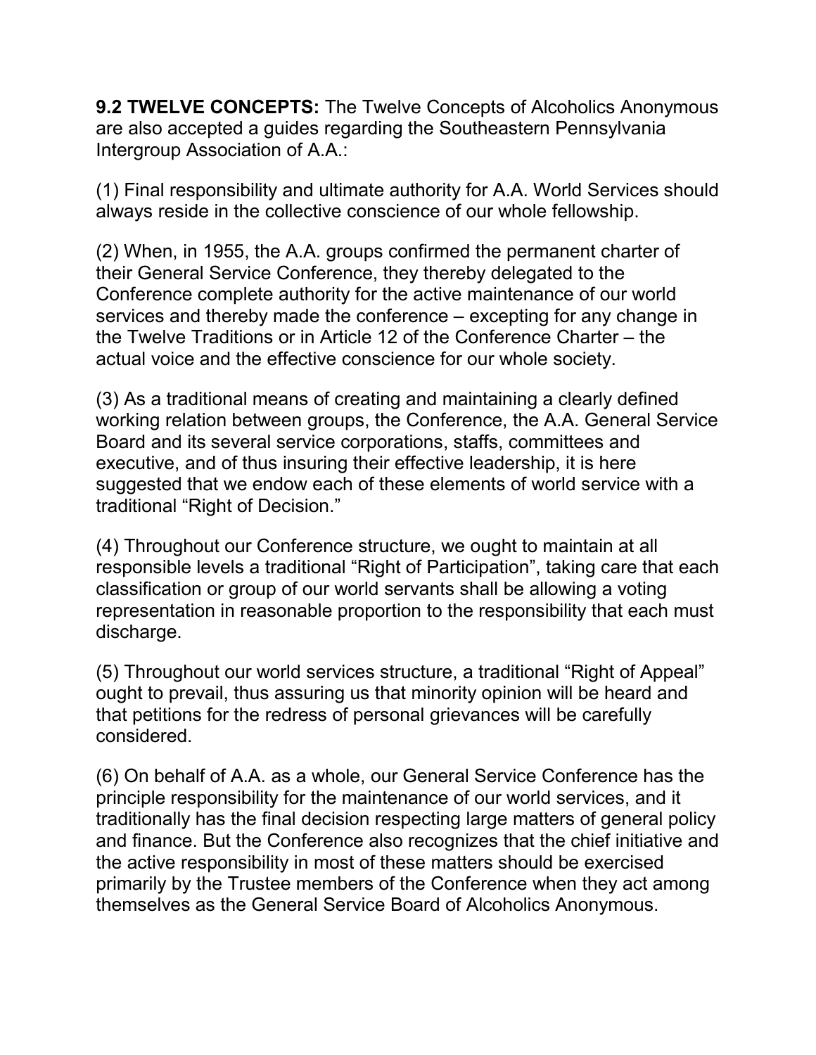**9.2 TWELVE CONCEPTS:** The Twelve Concepts of Alcoholics Anonymous are also accepted a guides regarding the Southeastern Pennsylvania Intergroup Association of A.A.:

(1) Final responsibility and ultimate authority for A.A. World Services should always reside in the collective conscience of our whole fellowship.

(2) When, in 1955, the A.A. groups confirmed the permanent charter of their General Service Conference, they thereby delegated to the Conference complete authority for the active maintenance of our world services and thereby made the conference – excepting for any change in the Twelve Traditions or in Article 12 of the Conference Charter – the actual voice and the effective conscience for our whole society.

(3) As a traditional means of creating and maintaining a clearly defined working relation between groups, the Conference, the A.A. General Service Board and its several service corporations, staffs, committees and executive, and of thus insuring their effective leadership, it is here suggested that we endow each of these elements of world service with a traditional "Right of Decision."

(4) Throughout our Conference structure, we ought to maintain at all responsible levels a traditional "Right of Participation", taking care that each classification or group of our world servants shall be allowing a voting representation in reasonable proportion to the responsibility that each must discharge.

(5) Throughout our world services structure, a traditional "Right of Appeal" ought to prevail, thus assuring us that minority opinion will be heard and that petitions for the redress of personal grievances will be carefully considered.

(6) On behalf of A.A. as a whole, our General Service Conference has the principle responsibility for the maintenance of our world services, and it traditionally has the final decision respecting large matters of general policy and finance. But the Conference also recognizes that the chief initiative and the active responsibility in most of these matters should be exercised primarily by the Trustee members of the Conference when they act among themselves as the General Service Board of Alcoholics Anonymous.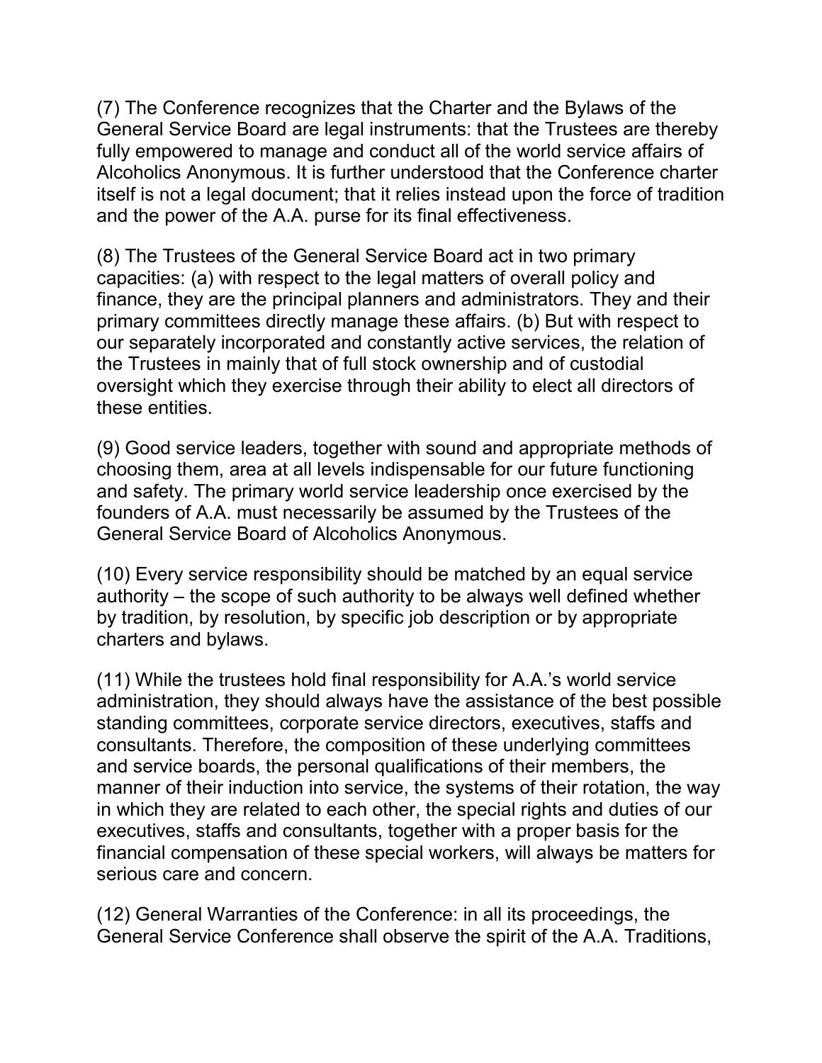(7) The Conference recognizes that the Charter and the Bylaws of the General Service Board are legal instruments: that the Trustees are thereby fully empowered to manage and conduct all of the world service affairs of Alcoholics Anonymous. It is further understood that the Conference charter itself is not a legal document; that it relies instead upon the force of tradition and the power of the A.A. purse for its final effectiveness.

(8) The Trustees of the General Service Board act in two primary capacities: (a) with respect to the legal matters of overall policy and finance, they are the principal planners and administrators. They and their primary committees directly manage these affairs. (b) But with respect to our separately incorporated and constantly active services, the relation of the Trustees in mainly that of full stock ownership and of custodial oversight which they exercise through their ability to elect all directors of these entities.

(9) Good service leaders, together with sound and appropriate methods of choosing them, area at all levels indispensable for our future functioning and safety. The primary world service leadership once exercised by the founders of A.A. must necessarily be assumed by the Trustees of the General Service Board of Alcoholics Anonymous.

(10) Every service responsibility should be matched by an equal service authority – the scope of such authority to be always well defined whether by tradition, by resolution, by specific job description or by appropriate charters and bylaws.

(11) While the trustees hold final responsibility for A.A.'s world service administration, they should always have the assistance of the best possible standing committees, corporate service directors, executives, staffs and consultants. Therefore, the composition of these underlying committees and service boards, the personal qualifications of their members, the manner of their induction into service, the systems of their rotation, the way in which they are related to each other, the special rights and duties of our executives, staffs and consultants, together with a proper basis for the financial compensation of these special workers, will always be matters for serious care and concern.

(12) General Warranties of the Conference: in all its proceedings, the General Service Conference shall observe the spirit of the A.A. Traditions,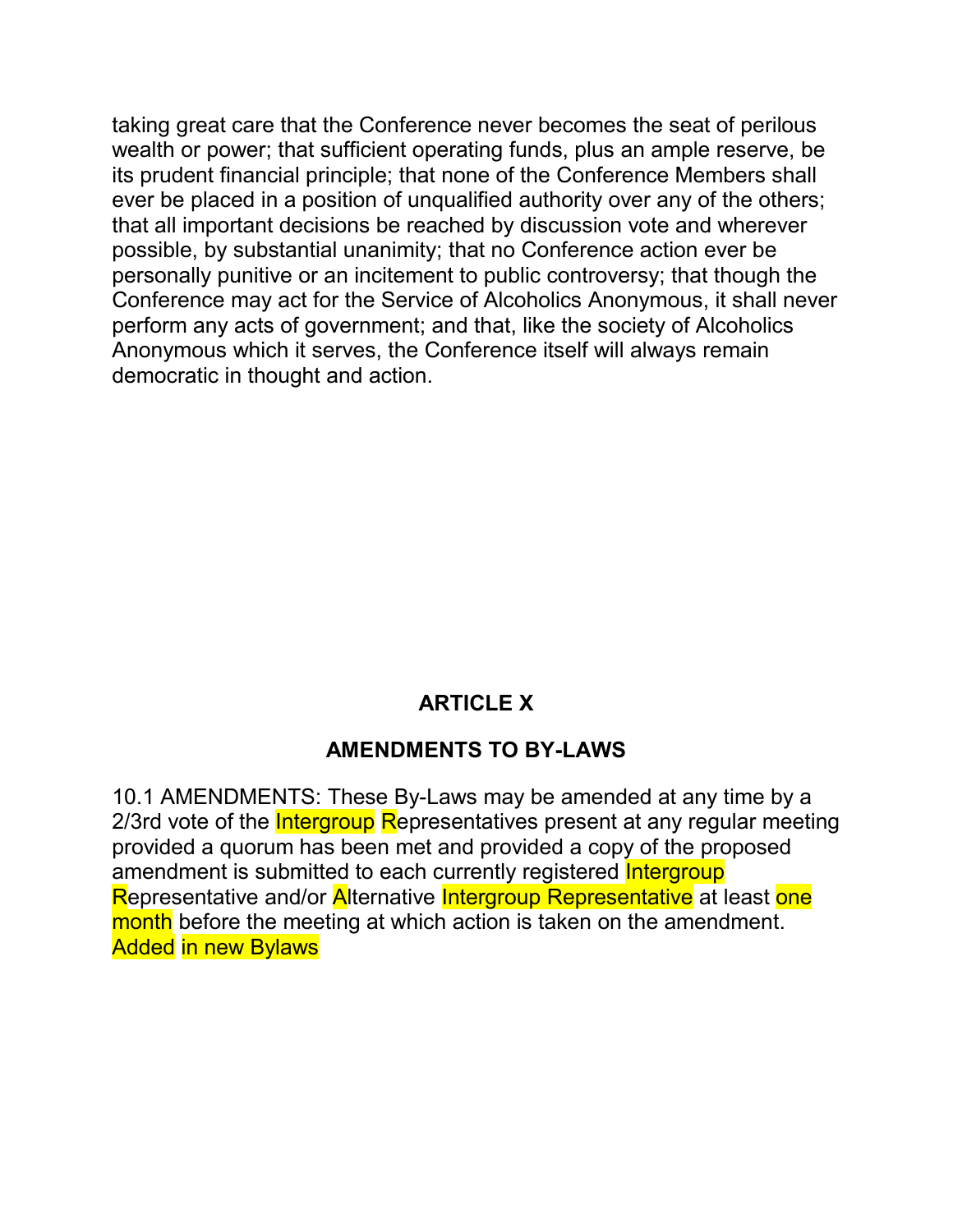taking great care that the Conference never becomes the seat of perilous wealth or power; that sufficient operating funds, plus an ample reserve, be its prudent financial principle; that none of the Conference Members shall ever be placed in a position of unqualified authority over any of the others; that all important decisions be reached by discussion vote and wherever possible, by substantial unanimity; that no Conference action ever be personally punitive or an incitement to public controversy; that though the Conference may act for the Service of Alcoholics Anonymous, it shall never perform any acts of government; and that, like the society of Alcoholics Anonymous which it serves, the Conference itself will always remain democratic in thought and action.

## ARTICLE X

## AMENDMENTS TO BY-LAWS

10.1 AMENDMENTS: These By-Laws may be amended at any time by a 2/3rd vote of the Intergroup Representatives present at any regular meeting provided a quorum has been met and provided a copy of the proposed amendment is submitted to each currently registered Intergroup Representative and/or Alternative Intergroup Representative at least one month before the meeting at which action is taken on the amendment. Added in new Bylaws